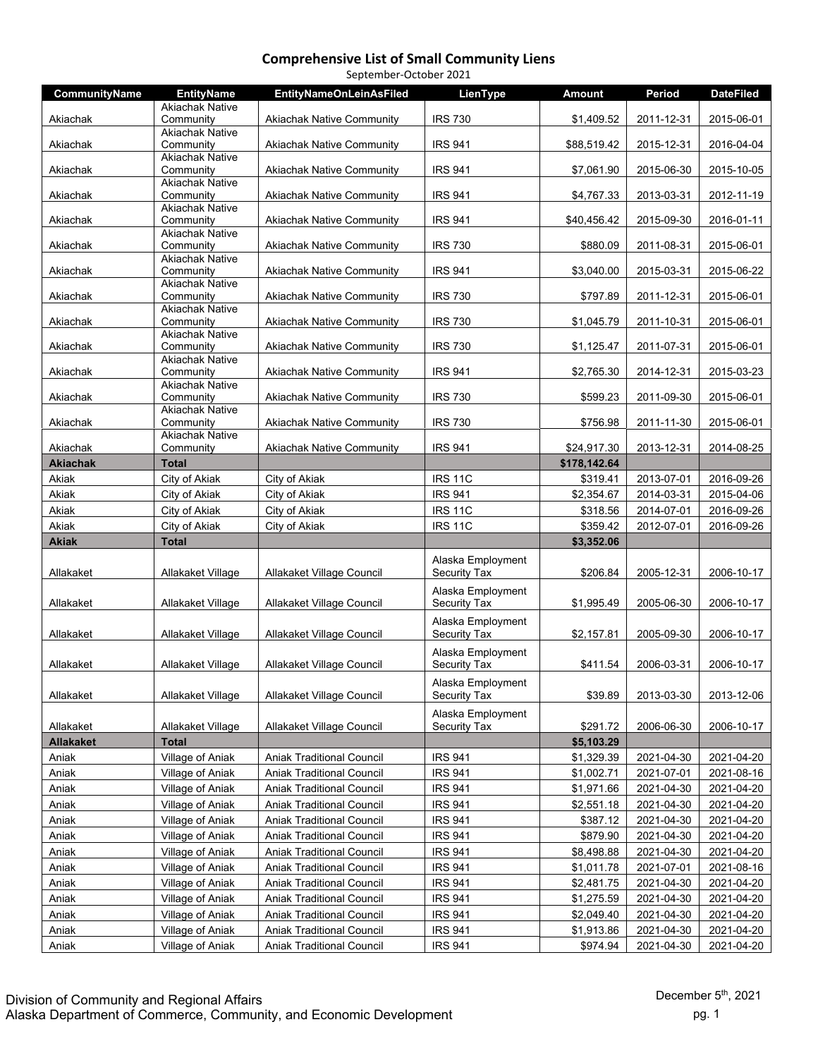# Comprehensive List of Small Community Liens

September-October 2021

| CommunityName | EntityName | EntityNameOnLeinAsFiled | LienType | Amount | Period | DateFiled |
|---|---|---|---|---|---|---|
| Akiachak | Akiachak Native Community | Akiachak Native Community | IRS 730 | $1,409.52 | 2011-12-31 | 2015-06-01 |
| Akiachak | Akiachak Native Community | Akiachak Native Community | IRS 941 | $88,519.42 | 2015-12-31 | 2016-04-04 |
| Akiachak | Akiachak Native Community | Akiachak Native Community | IRS 941 | $7,061.90 | 2015-06-30 | 2015-10-05 |
| Akiachak | Akiachak Native Community | Akiachak Native Community | IRS 941 | $4,767.33 | 2013-03-31 | 2012-11-19 |
| Akiachak | Akiachak Native Community | Akiachak Native Community | IRS 941 | $40,456.42 | 2015-09-30 | 2016-01-11 |
| Akiachak | Akiachak Native Community | Akiachak Native Community | IRS 730 | $880.09 | 2011-08-31 | 2015-06-01 |
| Akiachak | Akiachak Native Community | Akiachak Native Community | IRS 941 | $3,040.00 | 2015-03-31 | 2015-06-22 |
| Akiachak | Akiachak Native Community | Akiachak Native Community | IRS 730 | $797.89 | 2011-12-31 | 2015-06-01 |
| Akiachak | Akiachak Native Community | Akiachak Native Community | IRS 730 | $1,045.79 | 2011-10-31 | 2015-06-01 |
| Akiachak | Akiachak Native Community | Akiachak Native Community | IRS 730 | $1,125.47 | 2011-07-31 | 2015-06-01 |
| Akiachak | Akiachak Native Community | Akiachak Native Community | IRS 941 | $2,765.30 | 2014-12-31 | 2015-03-23 |
| Akiachak | Akiachak Native Community | Akiachak Native Community | IRS 730 | $599.23 | 2011-09-30 | 2015-06-01 |
| Akiachak | Akiachak Native Community | Akiachak Native Community | IRS 730 | $756.98 | 2011-11-30 | 2015-06-01 |
| Akiachak | Akiachak Native Community | Akiachak Native Community | IRS 941 | $24,917.30 | 2013-12-31 | 2014-08-25 |
| **Akiachak** | **Total** | | | **$178,142.64** | | |
| Akiak | City of Akiak | City of Akiak | IRS 11C | $319.41 | 2013-07-01 | 2016-09-26 |
| Akiak | City of Akiak | City of Akiak | IRS 941 | $2,354.67 | 2014-03-31 | 2015-04-06 |
| Akiak | City of Akiak | City of Akiak | IRS 11C | $318.56 | 2014-07-01 | 2016-09-26 |
| Akiak | City of Akiak | City of Akiak | IRS 11C | $359.42 | 2012-07-01 | 2016-09-26 |
| **Akiak** | **Total** | | | **$3,352.06** | | |
| Allakaket | Allakaket Village | Allakaket Village Council | Alaska Employment Security Tax | $206.84 | 2005-12-31 | 2006-10-17 |
| Allakaket | Allakaket Village | Allakaket Village Council | Alaska Employment Security Tax | $1,995.49 | 2005-06-30 | 2006-10-17 |
| Allakaket | Allakaket Village | Allakaket Village Council | Alaska Employment Security Tax | $2,157.81 | 2005-09-30 | 2006-10-17 |
| Allakaket | Allakaket Village | Allakaket Village Council | Alaska Employment Security Tax | $411.54 | 2006-03-31 | 2006-10-17 |
| Allakaket | Allakaket Village | Allakaket Village Council | Alaska Employment Security Tax | $39.89 | 2013-03-30 | 2013-12-06 |
| Allakaket | Allakaket Village | Allakaket Village Council | Alaska Employment Security Tax | $291.72 | 2006-06-30 | 2006-10-17 |
| **Allakaket** | **Total** | | | **$5,103.29** | | |
| Aniak | Village of Aniak | Aniak Traditional Council | IRS 941 | $1,329.39 | 2021-04-30 | 2021-04-20 |
| Aniak | Village of Aniak | Aniak Traditional Council | IRS 941 | $1,002.71 | 2021-07-01 | 2021-08-16 |
| Aniak | Village of Aniak | Aniak Traditional Council | IRS 941 | $1,971.66 | 2021-04-30 | 2021-04-20 |
| Aniak | Village of Aniak | Aniak Traditional Council | IRS 941 | $2,551.18 | 2021-04-30 | 2021-04-20 |
| Aniak | Village of Aniak | Aniak Traditional Council | IRS 941 | $387.12 | 2021-04-30 | 2021-04-20 |
| Aniak | Village of Aniak | Aniak Traditional Council | IRS 941 | $879.90 | 2021-04-30 | 2021-04-20 |
| Aniak | Village of Aniak | Aniak Traditional Council | IRS 941 | $8,498.88 | 2021-04-30 | 2021-04-20 |
| Aniak | Village of Aniak | Aniak Traditional Council | IRS 941 | $1,011.78 | 2021-07-01 | 2021-08-16 |
| Aniak | Village of Aniak | Aniak Traditional Council | IRS 941 | $2,481.75 | 2021-04-30 | 2021-04-20 |
| Aniak | Village of Aniak | Aniak Traditional Council | IRS 941 | $1,275.59 | 2021-04-30 | 2021-04-20 |
| Aniak | Village of Aniak | Aniak Traditional Council | IRS 941 | $2,049.40 | 2021-04-30 | 2021-04-20 |
| Aniak | Village of Aniak | Aniak Traditional Council | IRS 941 | $1,913.86 | 2021-04-30 | 2021-04-20 |
| Aniak | Village of Aniak | Aniak Traditional Council | IRS 941 | $974.94 | 2021-04-30 | 2021-04-20 |

Division of Community and Regional Affairs
Alaska Department of Commerce, Community, and Economic Development

December 5th, 2021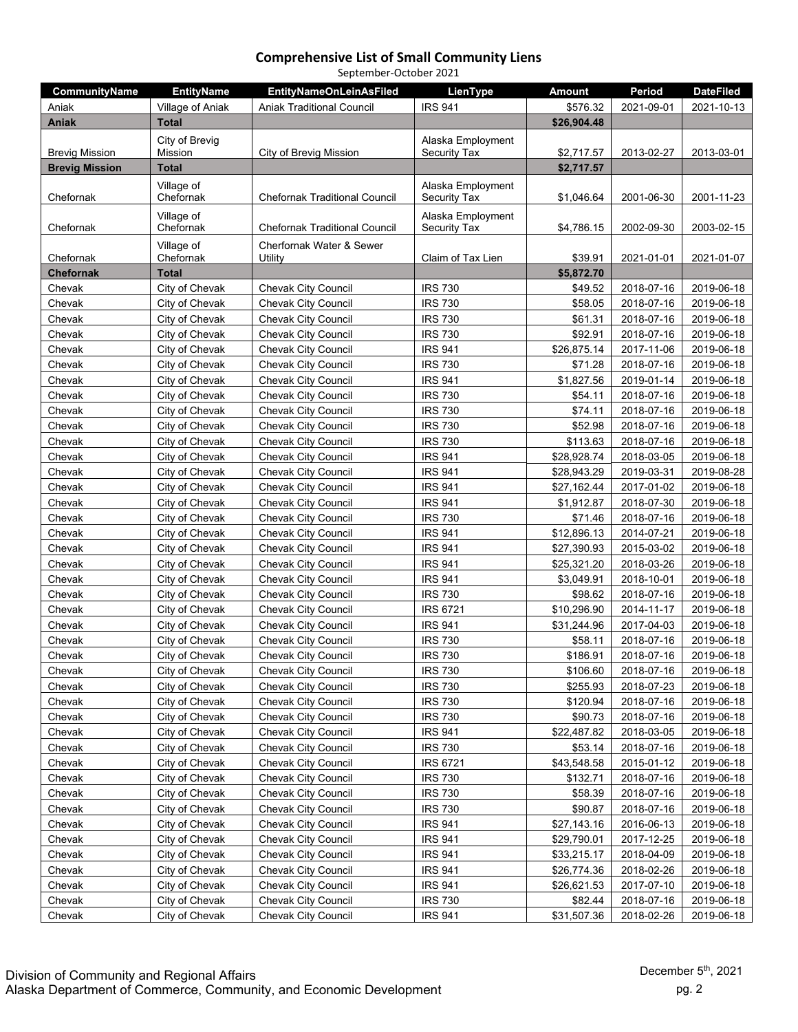## Comprehensive List of Small Community Liens

September-October 2021

| CommunityName | EntityName | EntityNameOnLeinAsFiled | LienType | Amount | Period | DateFiled |
|---|---|---|---|---|---|---|
| Aniak | Village of Aniak | Aniak Traditional Council | IRS 941 | $576.32 | 2021-09-01 | 2021-10-13 |
| **Aniak** | **Total** | | | **$26,904.48** | | |
| Brevig Mission | City of Brevig Mission | City of Brevig Mission | Alaska Employment Security Tax | $2,717.57 | 2013-02-27 | 2013-03-01 |
| **Brevig Mission** | **Total** | | | **$2,717.57** | | |
| Chefornak | Village of Chefornak | Chefornak Traditional Council | Alaska Employment Security Tax | $1,046.64 | 2001-06-30 | 2001-11-23 |
| Chefornak | Village of Chefornak | Chefornak Traditional Council | Alaska Employment Security Tax | $4,786.15 | 2002-09-30 | 2003-02-15 |
| Chefornak | Village of Chefornak | Cherfornak Water & Sewer Utility | Claim of Tax Lien | $39.91 | 2021-01-01 | 2021-01-07 |
| **Chefornak** | **Total** | | | **$5,872.70** | | |
| Chevak | City of Chevak | Chevak City Council | IRS 730 | $49.52 | 2018-07-16 | 2019-06-18 |
| Chevak | City of Chevak | Chevak City Council | IRS 730 | $58.05 | 2018-07-16 | 2019-06-18 |
| Chevak | City of Chevak | Chevak City Council | IRS 730 | $61.31 | 2018-07-16 | 2019-06-18 |
| Chevak | City of Chevak | Chevak City Council | IRS 730 | $92.91 | 2018-07-16 | 2019-06-18 |
| Chevak | City of Chevak | Chevak City Council | IRS 941 | $26,875.14 | 2017-11-06 | 2019-06-18 |
| Chevak | City of Chevak | Chevak City Council | IRS 730 | $71.28 | 2018-07-16 | 2019-06-18 |
| Chevak | City of Chevak | Chevak City Council | IRS 941 | $1,827.56 | 2019-01-14 | 2019-06-18 |
| Chevak | City of Chevak | Chevak City Council | IRS 730 | $54.11 | 2018-07-16 | 2019-06-18 |
| Chevak | City of Chevak | Chevak City Council | IRS 730 | $74.11 | 2018-07-16 | 2019-06-18 |
| Chevak | City of Chevak | Chevak City Council | IRS 730 | $52.98 | 2018-07-16 | 2019-06-18 |
| Chevak | City of Chevak | Chevak City Council | IRS 730 | $113.63 | 2018-07-16 | 2019-06-18 |
| Chevak | City of Chevak | Chevak City Council | IRS 941 | $28,928.74 | 2018-03-05 | 2019-06-18 |
| Chevak | City of Chevak | Chevak City Council | IRS 941 | $28,943.29 | 2019-03-31 | 2019-08-28 |
| Chevak | City of Chevak | Chevak City Council | IRS 941 | $27,162.44 | 2017-01-02 | 2019-06-18 |
| Chevak | City of Chevak | Chevak City Council | IRS 941 | $1,912.87 | 2018-07-30 | 2019-06-18 |
| Chevak | City of Chevak | Chevak City Council | IRS 730 | $71.46 | 2018-07-16 | 2019-06-18 |
| Chevak | City of Chevak | Chevak City Council | IRS 941 | $12,896.13 | 2014-07-21 | 2019-06-18 |
| Chevak | City of Chevak | Chevak City Council | IRS 941 | $27,390.93 | 2015-03-02 | 2019-06-18 |
| Chevak | City of Chevak | Chevak City Council | IRS 941 | $25,321.20 | 2018-03-26 | 2019-06-18 |
| Chevak | City of Chevak | Chevak City Council | IRS 941 | $3,049.91 | 2018-10-01 | 2019-06-18 |
| Chevak | City of Chevak | Chevak City Council | IRS 730 | $98.62 | 2018-07-16 | 2019-06-18 |
| Chevak | City of Chevak | Chevak City Council | IRS 6721 | $10,296.90 | 2014-11-17 | 2019-06-18 |
| Chevak | City of Chevak | Chevak City Council | IRS 941 | $31,244.96 | 2017-04-03 | 2019-06-18 |
| Chevak | City of Chevak | Chevak City Council | IRS 730 | $58.11 | 2018-07-16 | 2019-06-18 |
| Chevak | City of Chevak | Chevak City Council | IRS 730 | $186.91 | 2018-07-16 | 2019-06-18 |
| Chevak | City of Chevak | Chevak City Council | IRS 730 | $106.60 | 2018-07-16 | 2019-06-18 |
| Chevak | City of Chevak | Chevak City Council | IRS 730 | $255.93 | 2018-07-23 | 2019-06-18 |
| Chevak | City of Chevak | Chevak City Council | IRS 730 | $120.94 | 2018-07-16 | 2019-06-18 |
| Chevak | City of Chevak | Chevak City Council | IRS 730 | $90.73 | 2018-07-16 | 2019-06-18 |
| Chevak | City of Chevak | Chevak City Council | IRS 941 | $22,487.82 | 2018-03-05 | 2019-06-18 |
| Chevak | City of Chevak | Chevak City Council | IRS 730 | $53.14 | 2018-07-16 | 2019-06-18 |
| Chevak | City of Chevak | Chevak City Council | IRS 6721 | $43,548.58 | 2015-01-12 | 2019-06-18 |
| Chevak | City of Chevak | Chevak City Council | IRS 730 | $132.71 | 2018-07-16 | 2019-06-18 |
| Chevak | City of Chevak | Chevak City Council | IRS 730 | $58.39 | 2018-07-16 | 2019-06-18 |
| Chevak | City of Chevak | Chevak City Council | IRS 730 | $90.87 | 2018-07-16 | 2019-06-18 |
| Chevak | City of Chevak | Chevak City Council | IRS 941 | $27,143.16 | 2016-06-13 | 2019-06-18 |
| Chevak | City of Chevak | Chevak City Council | IRS 941 | $29,790.01 | 2017-12-25 | 2019-06-18 |
| Chevak | City of Chevak | Chevak City Council | IRS 941 | $33,215.17 | 2018-04-09 | 2019-06-18 |
| Chevak | City of Chevak | Chevak City Council | IRS 941 | $26,774.36 | 2018-02-26 | 2019-06-18 |
| Chevak | City of Chevak | Chevak City Council | IRS 941 | $26,621.53 | 2017-07-10 | 2019-06-18 |
| Chevak | City of Chevak | Chevak City Council | IRS 730 | $82.44 | 2018-07-16 | 2019-06-18 |
| Chevak | City of Chevak | Chevak City Council | IRS 941 | $31,507.36 | 2018-02-26 | 2019-06-18 |

Division of Community and Regional Affairs
Alaska Department of Commerce, Community, and Economic Development

December 5th, 2021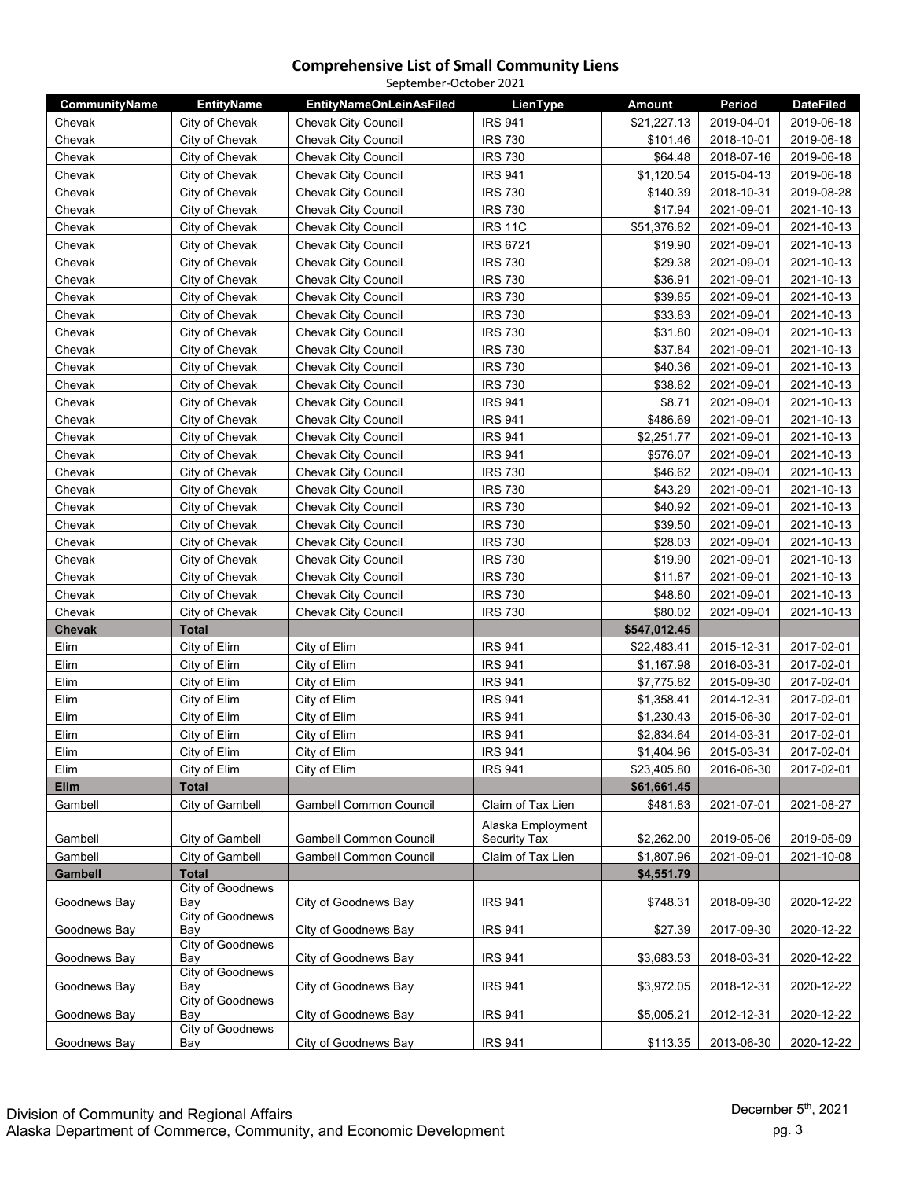# Comprehensive List of Small Community Liens

September-October 2021

| CommunityName | EntityName | EntityNameOnLeinAsFiled | LienType | Amount | Period | DateFiled |
|---|---|---|---|---|---|---|
| Chevak | City of Chevak | Chevak City Council | IRS 941 | $21,227.13 | 2019-04-01 | 2019-06-18 |
| Chevak | City of Chevak | Chevak City Council | IRS 730 | $101.46 | 2018-10-01 | 2019-06-18 |
| Chevak | City of Chevak | Chevak City Council | IRS 730 | $64.48 | 2018-07-16 | 2019-06-18 |
| Chevak | City of Chevak | Chevak City Council | IRS 941 | $1,120.54 | 2015-04-13 | 2019-06-18 |
| Chevak | City of Chevak | Chevak City Council | IRS 730 | $140.39 | 2018-10-31 | 2019-08-28 |
| Chevak | City of Chevak | Chevak City Council | IRS 730 | $17.94 | 2021-09-01 | 2021-10-13 |
| Chevak | City of Chevak | Chevak City Council | IRS 11C | $51,376.82 | 2021-09-01 | 2021-10-13 |
| Chevak | City of Chevak | Chevak City Council | IRS 6721 | $19.90 | 2021-09-01 | 2021-10-13 |
| Chevak | City of Chevak | Chevak City Council | IRS 730 | $29.38 | 2021-09-01 | 2021-10-13 |
| Chevak | City of Chevak | Chevak City Council | IRS 730 | $36.91 | 2021-09-01 | 2021-10-13 |
| Chevak | City of Chevak | Chevak City Council | IRS 730 | $39.85 | 2021-09-01 | 2021-10-13 |
| Chevak | City of Chevak | Chevak City Council | IRS 730 | $33.83 | 2021-09-01 | 2021-10-13 |
| Chevak | City of Chevak | Chevak City Council | IRS 730 | $31.80 | 2021-09-01 | 2021-10-13 |
| Chevak | City of Chevak | Chevak City Council | IRS 730 | $37.84 | 2021-09-01 | 2021-10-13 |
| Chevak | City of Chevak | Chevak City Council | IRS 730 | $40.36 | 2021-09-01 | 2021-10-13 |
| Chevak | City of Chevak | Chevak City Council | IRS 730 | $38.82 | 2021-09-01 | 2021-10-13 |
| Chevak | City of Chevak | Chevak City Council | IRS 941 | $8.71 | 2021-09-01 | 2021-10-13 |
| Chevak | City of Chevak | Chevak City Council | IRS 941 | $486.69 | 2021-09-01 | 2021-10-13 |
| Chevak | City of Chevak | Chevak City Council | IRS 941 | $2,251.77 | 2021-09-01 | 2021-10-13 |
| Chevak | City of Chevak | Chevak City Council | IRS 941 | $576.07 | 2021-09-01 | 2021-10-13 |
| Chevak | City of Chevak | Chevak City Council | IRS 730 | $46.62 | 2021-09-01 | 2021-10-13 |
| Chevak | City of Chevak | Chevak City Council | IRS 730 | $43.29 | 2021-09-01 | 2021-10-13 |
| Chevak | City of Chevak | Chevak City Council | IRS 730 | $40.92 | 2021-09-01 | 2021-10-13 |
| Chevak | City of Chevak | Chevak City Council | IRS 730 | $39.50 | 2021-09-01 | 2021-10-13 |
| Chevak | City of Chevak | Chevak City Council | IRS 730 | $28.03 | 2021-09-01 | 2021-10-13 |
| Chevak | City of Chevak | Chevak City Council | IRS 730 | $19.90 | 2021-09-01 | 2021-10-13 |
| Chevak | City of Chevak | Chevak City Council | IRS 730 | $11.87 | 2021-09-01 | 2021-10-13 |
| Chevak | City of Chevak | Chevak City Council | IRS 730 | $48.80 | 2021-09-01 | 2021-10-13 |
| Chevak | City of Chevak | Chevak City Council | IRS 730 | $80.02 | 2021-09-01 | 2021-10-13 |
| **Chevak** | **Total** | | | **$547,012.45** | | |
| Elim | City of Elim | City of Elim | IRS 941 | $22,483.41 | 2015-12-31 | 2017-02-01 |
| Elim | City of Elim | City of Elim | IRS 941 | $1,167.98 | 2016-03-31 | 2017-02-01 |
| Elim | City of Elim | City of Elim | IRS 941 | $7,775.82 | 2015-09-30 | 2017-02-01 |
| Elim | City of Elim | City of Elim | IRS 941 | $1,358.41 | 2014-12-31 | 2017-02-01 |
| Elim | City of Elim | City of Elim | IRS 941 | $1,230.43 | 2015-06-30 | 2017-02-01 |
| Elim | City of Elim | City of Elim | IRS 941 | $2,834.64 | 2014-03-31 | 2017-02-01 |
| Elim | City of Elim | City of Elim | IRS 941 | $1,404.96 | 2015-03-31 | 2017-02-01 |
| Elim | City of Elim | City of Elim | IRS 941 | $23,405.80 | 2016-06-30 | 2017-02-01 |
| **Elim** | **Total** | | | **$61,661.45** | | |
| Gambell | City of Gambell | Gambell Common Council | Claim of Tax Lien | $481.83 | 2021-07-01 | 2021-08-27 |
| Gambell | City of Gambell | Gambell Common Council | Alaska Employment Security Tax | $2,262.00 | 2019-05-06 | 2019-05-09 |
| Gambell | City of Gambell | Gambell Common Council | Claim of Tax Lien | $1,807.96 | 2021-09-01 | 2021-10-08 |
| **Gambell** | **Total** | | | **$4,551.79** | | |
| Goodnews Bay | City of Goodnews Bay | City of Goodnews Bay | IRS 941 | $748.31 | 2018-09-30 | 2020-12-22 |
| Goodnews Bay | City of Goodnews Bay | City of Goodnews Bay | IRS 941 | $27.39 | 2017-09-30 | 2020-12-22 |
| Goodnews Bay | City of Goodnews Bay | City of Goodnews Bay | IRS 941 | $3,683.53 | 2018-03-31 | 2020-12-22 |
| Goodnews Bay | City of Goodnews Bay | City of Goodnews Bay | IRS 941 | $3,972.05 | 2018-12-31 | 2020-12-22 |
| Goodnews Bay | City of Goodnews Bay | City of Goodnews Bay | IRS 941 | $5,005.21 | 2012-12-31 | 2020-12-22 |
| Goodnews Bay | City of Goodnews Bay | City of Goodnews Bay | IRS 941 | $113.35 | 2013-06-30 | 2020-12-22 |

Division of Community and Regional Affairs
Alaska Department of Commerce, Community, and Economic Development

December 5th, 2021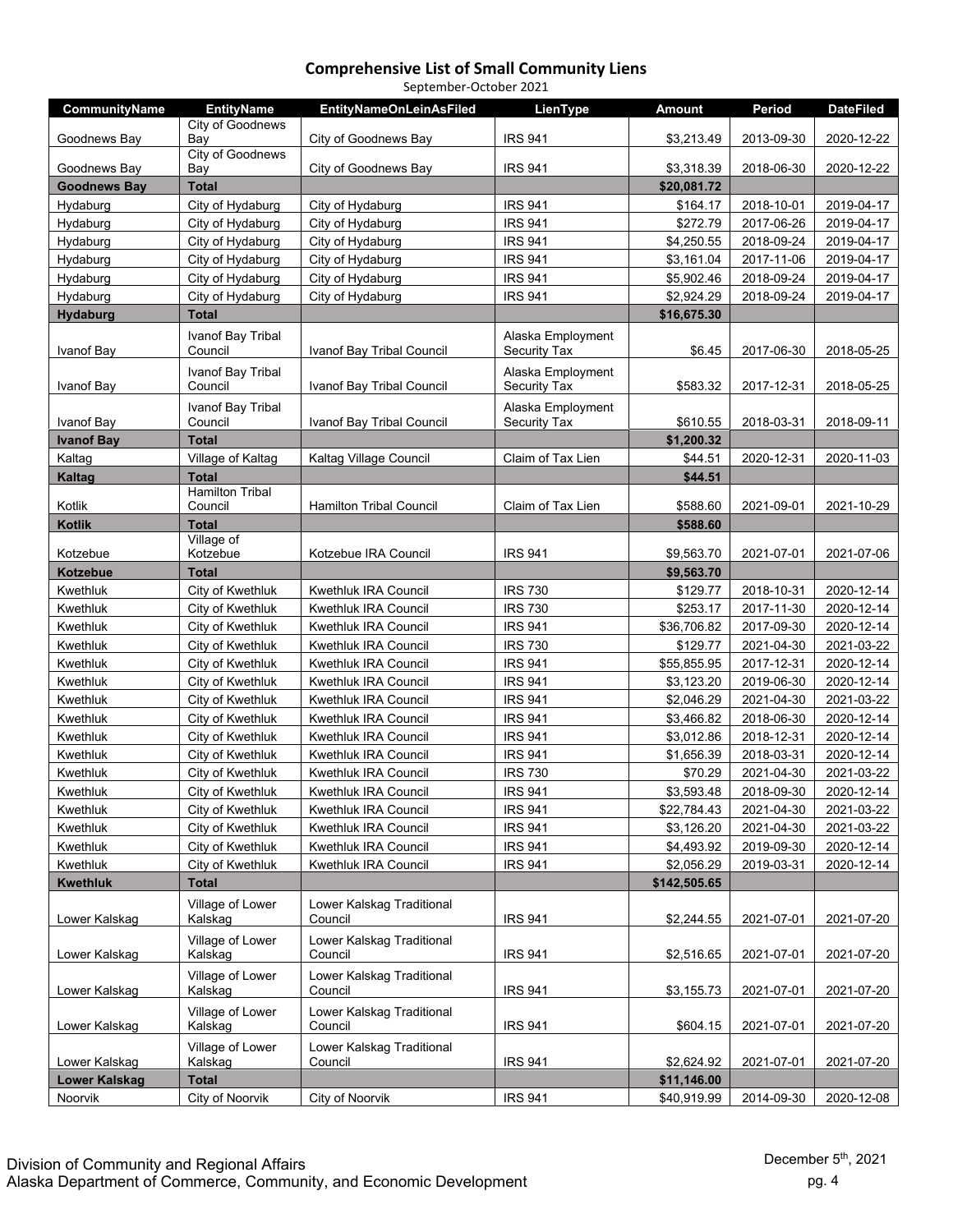## Comprehensive List of Small Community Liens

September-October 2021

| CommunityName | EntityName | EntityNameOnLeinAsFiled | LienType | Amount | Period | DateFiled |
|---|---|---|---|---|---|---|
| Goodnews Bay | City of Goodnews Bay | City of Goodnews Bay | IRS 941 | $3,213.49 | 2013-09-30 | 2020-12-22 |
| Goodnews Bay | City of Goodnews Bay | City of Goodnews Bay | IRS 941 | $3,318.39 | 2018-06-30 | 2020-12-22 |
| **Goodnews Bay** | **Total** | | | **$20,081.72** | | |
| Hydaburg | City of Hydaburg | City of Hydaburg | IRS 941 | $164.17 | 2018-10-01 | 2019-04-17 |
| Hydaburg | City of Hydaburg | City of Hydaburg | IRS 941 | $272.79 | 2017-06-26 | 2019-04-17 |
| Hydaburg | City of Hydaburg | City of Hydaburg | IRS 941 | $4,250.55 | 2018-09-24 | 2019-04-17 |
| Hydaburg | City of Hydaburg | City of Hydaburg | IRS 941 | $3,161.04 | 2017-11-06 | 2019-04-17 |
| Hydaburg | City of Hydaburg | City of Hydaburg | IRS 941 | $5,902.46 | 2018-09-24 | 2019-04-17 |
| Hydaburg | City of Hydaburg | City of Hydaburg | IRS 941 | $2,924.29 | 2018-09-24 | 2019-04-17 |
| **Hydaburg** | **Total** | | | **$16,675.30** | | |
| Ivanof Bay | Ivanof Bay Tribal Council | Ivanof Bay Tribal Council | Alaska Employment Security Tax | $6.45 | 2017-06-30 | 2018-05-25 |
| Ivanof Bay | Ivanof Bay Tribal Council | Ivanof Bay Tribal Council | Alaska Employment Security Tax | $583.32 | 2017-12-31 | 2018-05-25 |
| Ivanof Bay | Ivanof Bay Tribal Council | Ivanof Bay Tribal Council | Alaska Employment Security Tax | $610.55 | 2018-03-31 | 2018-09-11 |
| **Ivanof Bay** | **Total** | | | **$1,200.32** | | |
| Kaltag | Village of Kaltag | Kaltag Village Council | Claim of Tax Lien | $44.51 | 2020-12-31 | 2020-11-03 |
| **Kaltag** | **Total** | | | **$44.51** | | |
| Kotlik | Hamilton Tribal Council | Hamilton Tribal Council | Claim of Tax Lien | $588.60 | 2021-09-01 | 2021-10-29 |
| **Kotlik** | **Total** | | | **$588.60** | | |
| Kotzebue | Village of Kotzebue | Kotzebue IRA Council | IRS 941 | $9,563.70 | 2021-07-01 | 2021-07-06 |
| **Kotzebue** | **Total** | | | **$9,563.70** | | |
| Kwethluk | City of Kwethluk | Kwethluk IRA Council | IRS 730 | $129.77 | 2018-10-31 | 2020-12-14 |
| Kwethluk | City of Kwethluk | Kwethluk IRA Council | IRS 730 | $253.17 | 2017-11-30 | 2020-12-14 |
| Kwethluk | City of Kwethluk | Kwethluk IRA Council | IRS 941 | $36,706.82 | 2017-09-30 | 2020-12-14 |
| Kwethluk | City of Kwethluk | Kwethluk IRA Council | IRS 730 | $129.77 | 2021-04-30 | 2021-03-22 |
| Kwethluk | City of Kwethluk | Kwethluk IRA Council | IRS 941 | $55,855.95 | 2017-12-31 | 2020-12-14 |
| Kwethluk | City of Kwethluk | Kwethluk IRA Council | IRS 941 | $3,123.20 | 2019-06-30 | 2020-12-14 |
| Kwethluk | City of Kwethluk | Kwethluk IRA Council | IRS 941 | $2,046.29 | 2021-04-30 | 2021-03-22 |
| Kwethluk | City of Kwethluk | Kwethluk IRA Council | IRS 941 | $3,466.82 | 2018-06-30 | 2020-12-14 |
| Kwethluk | City of Kwethluk | Kwethluk IRA Council | IRS 941 | $3,012.86 | 2018-12-31 | 2020-12-14 |
| Kwethluk | City of Kwethluk | Kwethluk IRA Council | IRS 941 | $1,656.39 | 2018-03-31 | 2020-12-14 |
| Kwethluk | City of Kwethluk | Kwethluk IRA Council | IRS 730 | $70.29 | 2021-04-30 | 2021-03-22 |
| Kwethluk | City of Kwethluk | Kwethluk IRA Council | IRS 941 | $3,593.48 | 2018-09-30 | 2020-12-14 |
| Kwethluk | City of Kwethluk | Kwethluk IRA Council | IRS 941 | $22,784.43 | 2021-04-30 | 2021-03-22 |
| Kwethluk | City of Kwethluk | Kwethluk IRA Council | IRS 941 | $3,126.20 | 2021-04-30 | 2021-03-22 |
| Kwethluk | City of Kwethluk | Kwethluk IRA Council | IRS 941 | $4,493.92 | 2019-09-30 | 2020-12-14 |
| Kwethluk | City of Kwethluk | Kwethluk IRA Council | IRS 941 | $2,056.29 | 2019-03-31 | 2020-12-14 |
| **Kwethluk** | **Total** | | | **$142,505.65** | | |
| Lower Kalskag | Village of Lower Kalskag | Lower Kalskag Traditional Council | IRS 941 | $2,244.55 | 2021-07-01 | 2021-07-20 |
| Lower Kalskag | Village of Lower Kalskag | Lower Kalskag Traditional Council | IRS 941 | $2,516.65 | 2021-07-01 | 2021-07-20 |
| Lower Kalskag | Village of Lower Kalskag | Lower Kalskag Traditional Council | IRS 941 | $3,155.73 | 2021-07-01 | 2021-07-20 |
| Lower Kalskag | Village of Lower Kalskag | Lower Kalskag Traditional Council | IRS 941 | $604.15 | 2021-07-01 | 2021-07-20 |
| Lower Kalskag | Village of Lower Kalskag | Lower Kalskag Traditional Council | IRS 941 | $2,624.92 | 2021-07-01 | 2021-07-20 |
| **Lower Kalskag** | **Total** | | | **$11,146.00** | | |
| Noorvik | City of Noorvik | City of Noorvik | IRS 941 | $40,919.99 | 2014-09-30 | 2020-12-08 |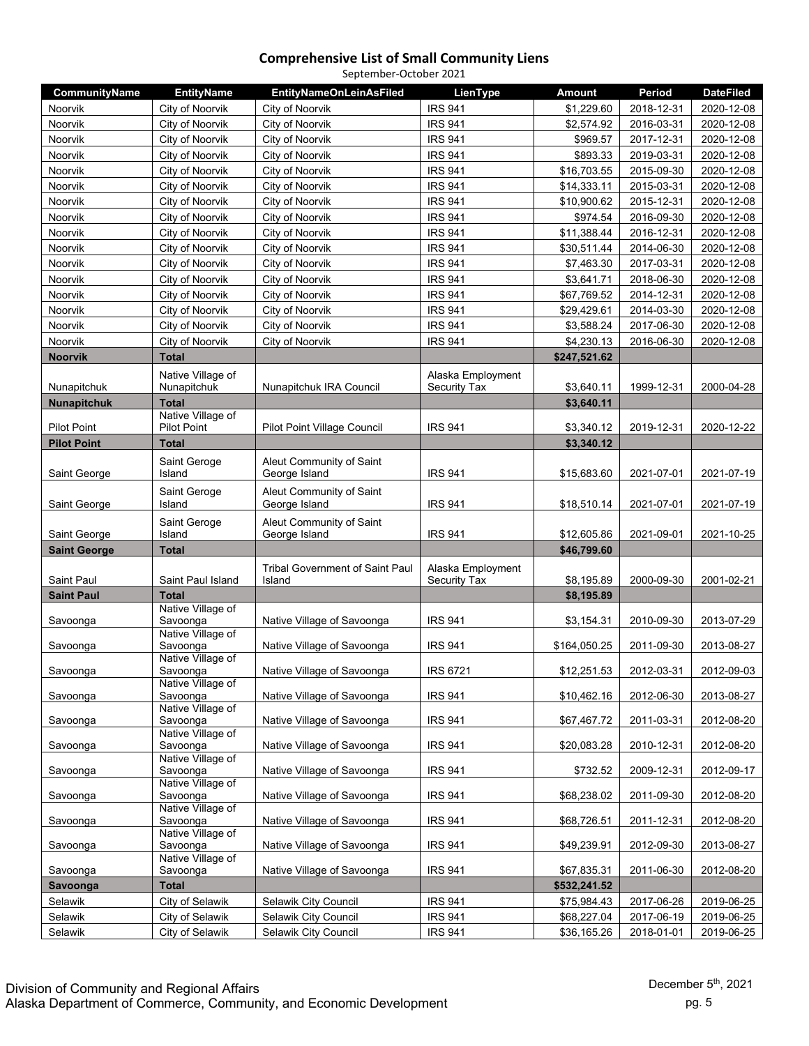# Comprehensive List of Small Community Liens

September-October 2021

| CommunityName | EntityName | EntityNameOnLeinAsFiled | LienType | Amount | Period | DateFiled |
|---|---|---|---|---|---|---|
| Noorvik | City of Noorvik | City of Noorvik | IRS 941 | $1,229.60 | 2018-12-31 | 2020-12-08 |
| Noorvik | City of Noorvik | City of Noorvik | IRS 941 | $2,574.92 | 2016-03-31 | 2020-12-08 |
| Noorvik | City of Noorvik | City of Noorvik | IRS 941 | $969.57 | 2017-12-31 | 2020-12-08 |
| Noorvik | City of Noorvik | City of Noorvik | IRS 941 | $893.33 | 2019-03-31 | 2020-12-08 |
| Noorvik | City of Noorvik | City of Noorvik | IRS 941 | $16,703.55 | 2015-09-30 | 2020-12-08 |
| Noorvik | City of Noorvik | City of Noorvik | IRS 941 | $14,333.11 | 2015-03-31 | 2020-12-08 |
| Noorvik | City of Noorvik | City of Noorvik | IRS 941 | $10,900.62 | 2015-12-31 | 2020-12-08 |
| Noorvik | City of Noorvik | City of Noorvik | IRS 941 | $974.54 | 2016-09-30 | 2020-12-08 |
| Noorvik | City of Noorvik | City of Noorvik | IRS 941 | $11,388.44 | 2016-12-31 | 2020-12-08 |
| Noorvik | City of Noorvik | City of Noorvik | IRS 941 | $30,511.44 | 2014-06-30 | 2020-12-08 |
| Noorvik | City of Noorvik | City of Noorvik | IRS 941 | $7,463.30 | 2017-03-31 | 2020-12-08 |
| Noorvik | City of Noorvik | City of Noorvik | IRS 941 | $3,641.71 | 2018-06-30 | 2020-12-08 |
| Noorvik | City of Noorvik | City of Noorvik | IRS 941 | $67,769.52 | 2014-12-31 | 2020-12-08 |
| Noorvik | City of Noorvik | City of Noorvik | IRS 941 | $29,429.61 | 2014-03-30 | 2020-12-08 |
| Noorvik | City of Noorvik | City of Noorvik | IRS 941 | $3,588.24 | 2017-06-30 | 2020-12-08 |
| Noorvik | City of Noorvik | City of Noorvik | IRS 941 | $4,230.13 | 2016-06-30 | 2020-12-08 |
| **Noorvik** | **Total** | | | **$247,521.62** | | |
| Nunapitchuk | Native Village of Nunapitchuk | Nunapitchuk IRA Council | Alaska Employment Security Tax | $3,640.11 | 1999-12-31 | 2000-04-28 |
| **Nunapitchuk** | **Total** | | | **$3,640.11** | | |
| Pilot Point | Native Village of Pilot Point | Pilot Point Village Council | IRS 941 | $3,340.12 | 2019-12-31 | 2020-12-22 |
| **Pilot Point** | **Total** | | | **$3,340.12** | | |
| Saint George | Saint Geroge Island | Aleut Community of Saint George Island | IRS 941 | $15,683.60 | 2021-07-01 | 2021-07-19 |
| Saint George | Saint Geroge Island | Aleut Community of Saint George Island | IRS 941 | $18,510.14 | 2021-07-01 | 2021-07-19 |
| Saint George | Saint Geroge Island | Aleut Community of Saint George Island | IRS 941 | $12,605.86 | 2021-09-01 | 2021-10-25 |
| **Saint George** | **Total** | | | **$46,799.60** | | |
| Saint Paul | Saint Paul Island | Tribal Government of Saint Paul Island | Alaska Employment Security Tax | $8,195.89 | 2000-09-30 | 2001-02-21 |
| **Saint Paul** | **Total** | | | **$8,195.89** | | |
| Savoonga | Native Village of Savoonga | Native Village of Savoonga | IRS 941 | $3,154.31 | 2010-09-30 | 2013-07-29 |
| Savoonga | Native Village of Savoonga | Native Village of Savoonga | IRS 941 | $164,050.25 | 2011-09-30 | 2013-08-27 |
| Savoonga | Native Village of Savoonga | Native Village of Savoonga | IRS 6721 | $12,251.53 | 2012-03-31 | 2012-09-03 |
| Savoonga | Native Village of Savoonga | Native Village of Savoonga | IRS 941 | $10,462.16 | 2012-06-30 | 2013-08-27 |
| Savoonga | Native Village of Savoonga | Native Village of Savoonga | IRS 941 | $67,467.72 | 2011-03-31 | 2012-08-20 |
| Savoonga | Native Village of Savoonga | Native Village of Savoonga | IRS 941 | $20,083.28 | 2010-12-31 | 2012-08-20 |
| Savoonga | Native Village of Savoonga | Native Village of Savoonga | IRS 941 | $732.52 | 2009-12-31 | 2012-09-17 |
| Savoonga | Native Village of Savoonga | Native Village of Savoonga | IRS 941 | $68,238.02 | 2011-09-30 | 2012-08-20 |
| Savoonga | Native Village of Savoonga | Native Village of Savoonga | IRS 941 | $68,726.51 | 2011-12-31 | 2012-08-20 |
| Savoonga | Native Village of Savoonga | Native Village of Savoonga | IRS 941 | $49,239.91 | 2012-09-30 | 2013-08-27 |
| Savoonga | Native Village of Savoonga | Native Village of Savoonga | IRS 941 | $67,835.31 | 2011-06-30 | 2012-08-20 |
| **Savoonga** | **Total** | | | **$532,241.52** | | |
| Selawik | City of Selawik | Selawik City Council | IRS 941 | $75,984.43 | 2017-06-26 | 2019-06-25 |
| Selawik | City of Selawik | Selawik City Council | IRS 941 | $68,227.04 | 2017-06-19 | 2019-06-25 |
| Selawik | City of Selawik | Selawik City Council | IRS 941 | $36,165.26 | 2018-01-01 | 2019-06-25 |

Division of Community and Regional Affairs
Alaska Department of Commerce, Community, and Economic Development

December 5th, 2021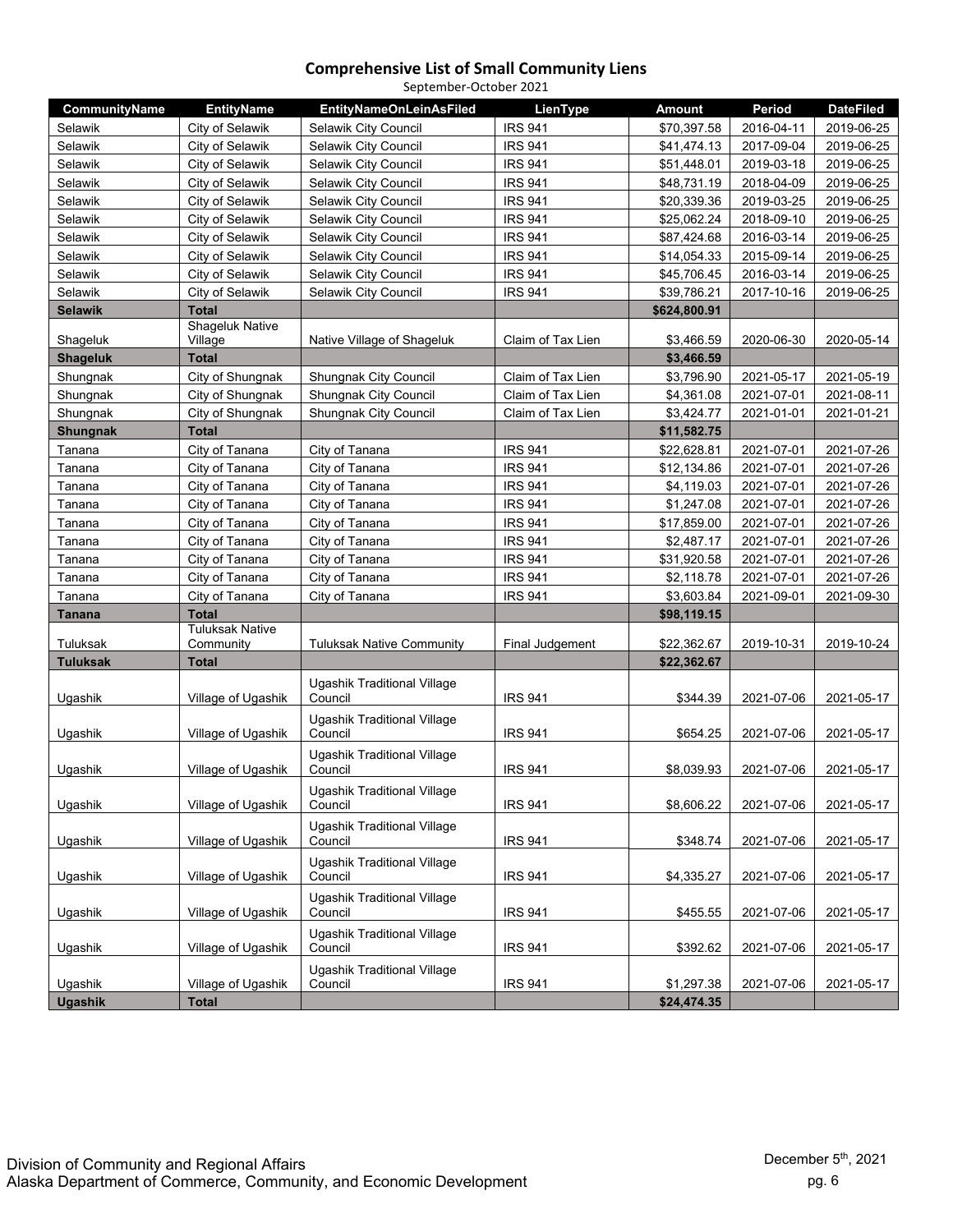# Comprehensive List of Small Community Liens

September-October 2021

| CommunityName | EntityName | EntityNameOnLeinAsFiled | LienType | Amount | Period | DateFiled |
|---|---|---|---|---|---|---|
| Selawik | City of Selawik | Selawik City Council | IRS 941 | $70,397.58 | 2016-04-11 | 2019-06-25 |
| Selawik | City of Selawik | Selawik City Council | IRS 941 | $41,474.13 | 2017-09-04 | 2019-06-25 |
| Selawik | City of Selawik | Selawik City Council | IRS 941 | $51,448.01 | 2019-03-18 | 2019-06-25 |
| Selawik | City of Selawik | Selawik City Council | IRS 941 | $48,731.19 | 2018-04-09 | 2019-06-25 |
| Selawik | City of Selawik | Selawik City Council | IRS 941 | $20,339.36 | 2019-03-25 | 2019-06-25 |
| Selawik | City of Selawik | Selawik City Council | IRS 941 | $25,062.24 | 2018-09-10 | 2019-06-25 |
| Selawik | City of Selawik | Selawik City Council | IRS 941 | $87,424.68 | 2016-03-14 | 2019-06-25 |
| Selawik | City of Selawik | Selawik City Council | IRS 941 | $14,054.33 | 2015-09-14 | 2019-06-25 |
| Selawik | City of Selawik | Selawik City Council | IRS 941 | $45,706.45 | 2016-03-14 | 2019-06-25 |
| Selawik | City of Selawik | Selawik City Council | IRS 941 | $39,786.21 | 2017-10-16 | 2019-06-25 |
| **Selawik** | **Total** | | | **$624,800.91** | | |
| Shageluk | Shageluk Native Village | Native Village of Shageluk | Claim of Tax Lien | $3,466.59 | 2020-06-30 | 2020-05-14 |
| **Shageluk** | **Total** | | | **$3,466.59** | | |
| Shungnak | City of Shungnak | Shungnak City Council | Claim of Tax Lien | $3,796.90 | 2021-05-17 | 2021-05-19 |
| Shungnak | City of Shungnak | Shungnak City Council | Claim of Tax Lien | $4,361.08 | 2021-07-01 | 2021-08-11 |
| Shungnak | City of Shungnak | Shungnak City Council | Claim of Tax Lien | $3,424.77 | 2021-01-01 | 2021-01-21 |
| **Shungnak** | **Total** | | | **$11,582.75** | | |
| Tanana | City of Tanana | City of Tanana | IRS 941 | $22,628.81 | 2021-07-01 | 2021-07-26 |
| Tanana | City of Tanana | City of Tanana | IRS 941 | $12,134.86 | 2021-07-01 | 2021-07-26 |
| Tanana | City of Tanana | City of Tanana | IRS 941 | $4,119.03 | 2021-07-01 | 2021-07-26 |
| Tanana | City of Tanana | City of Tanana | IRS 941 | $1,247.08 | 2021-07-01 | 2021-07-26 |
| Tanana | City of Tanana | City of Tanana | IRS 941 | $17,859.00 | 2021-07-01 | 2021-07-26 |
| Tanana | City of Tanana | City of Tanana | IRS 941 | $2,487.17 | 2021-07-01 | 2021-07-26 |
| Tanana | City of Tanana | City of Tanana | IRS 941 | $31,920.58 | 2021-07-01 | 2021-07-26 |
| Tanana | City of Tanana | City of Tanana | IRS 941 | $2,118.78 | 2021-07-01 | 2021-07-26 |
| Tanana | City of Tanana | City of Tanana | IRS 941 | $3,603.84 | 2021-09-01 | 2021-09-30 |
| **Tanana** | **Total** | | | **$98,119.15** | | |
| Tuluksak | Tuluksak Native Community | Tuluksak Native Community | Final Judgement | $22,362.67 | 2019-10-31 | 2019-10-24 |
| **Tuluksak** | **Total** | | | **$22,362.67** | | |
| Ugashik | Village of Ugashik | Ugashik Traditional Village Council | IRS 941 | $344.39 | 2021-07-06 | 2021-05-17 |
| Ugashik | Village of Ugashik | Ugashik Traditional Village Council | IRS 941 | $654.25 | 2021-07-06 | 2021-05-17 |
| Ugashik | Village of Ugashik | Ugashik Traditional Village Council | IRS 941 | $8,039.93 | 2021-07-06 | 2021-05-17 |
| Ugashik | Village of Ugashik | Ugashik Traditional Village Council | IRS 941 | $8,606.22 | 2021-07-06 | 2021-05-17 |
| Ugashik | Village of Ugashik | Ugashik Traditional Village Council | IRS 941 | $348.74 | 2021-07-06 | 2021-05-17 |
| Ugashik | Village of Ugashik | Ugashik Traditional Village Council | IRS 941 | $4,335.27 | 2021-07-06 | 2021-05-17 |
| Ugashik | Village of Ugashik | Ugashik Traditional Village Council | IRS 941 | $455.55 | 2021-07-06 | 2021-05-17 |
| Ugashik | Village of Ugashik | Ugashik Traditional Village Council | IRS 941 | $392.62 | 2021-07-06 | 2021-05-17 |
| Ugashik | Village of Ugashik | Ugashik Traditional Village Council | IRS 941 | $1,297.38 | 2021-07-06 | 2021-05-17 |
| **Ugashik** | **Total** | | | **$24,474.35** | | |

Division of Community and Regional Affairs
Alaska Department of Commerce, Community, and Economic Development

December 5th, 2021